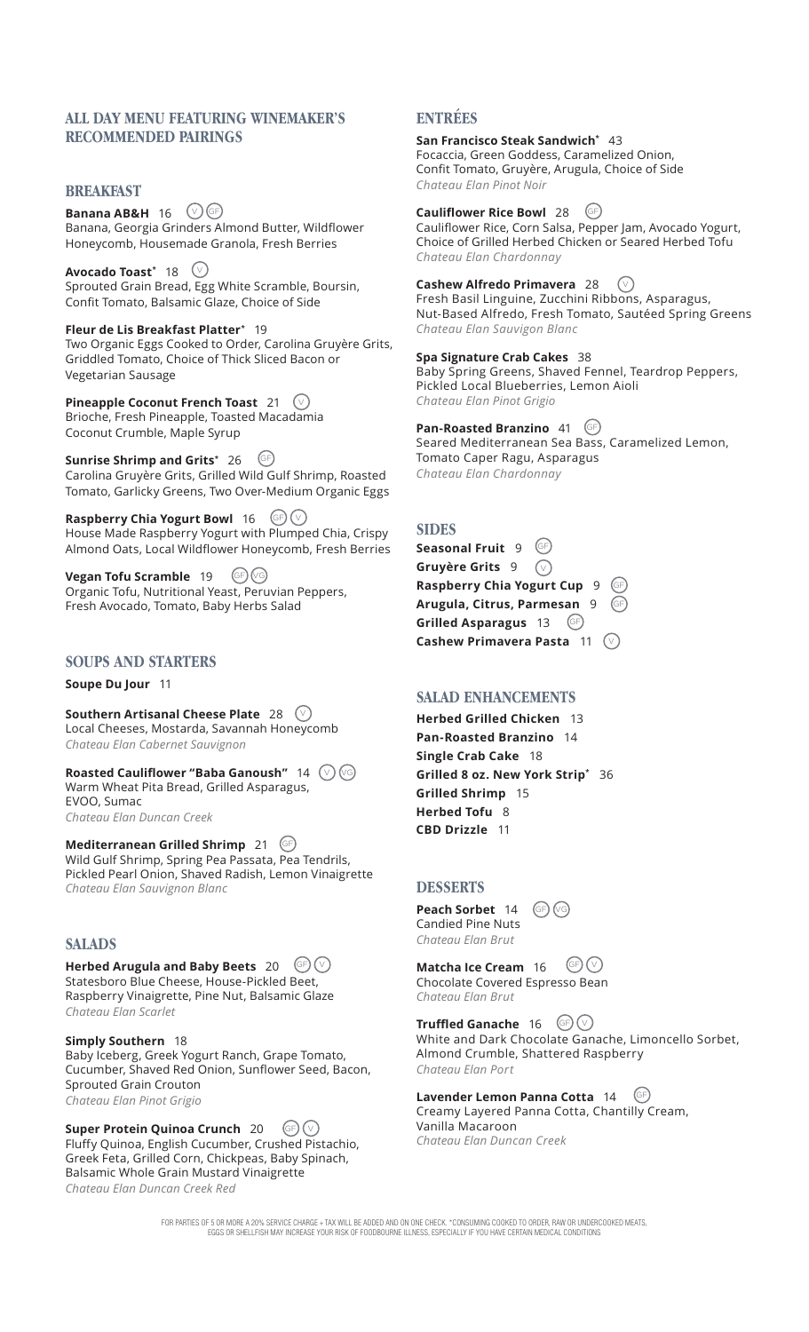# ALL DAY MENU FEATURING WINEMAKER'S RECOMMENDED PAIRINGS

## BREAKFAST

**Banana AB&H** 16 (V) (GF)
Banana, Georgia Grinders Almond Butter, Wildflower Honeycomb, Housemade Granola, Fresh Berries

**Avocado Toast*** 18 (V)
Sprouted Grain Bread, Egg White Scramble, Boursin, Confit Tomato, Balsamic Glaze, Choice of Side

**Fleur de Lis Breakfast Platter*** 19
Two Organic Eggs Cooked to Order, Carolina Gruyère Grits, Griddled Tomato, Choice of Thick Sliced Bacon or Vegetarian Sausage

**Pineapple Coconut French Toast** 21 (V)
Brioche, Fresh Pineapple, Toasted Macadamia Coconut Crumble, Maple Syrup

**Sunrise Shrimp and Grits*** 26 (GF)
Carolina Gruyère Grits, Grilled Wild Gulf Shrimp, Roasted Tomato, Garlicky Greens, Two Over-Medium Organic Eggs

**Raspberry Chia Yogurt Bowl** 16 (GF) (V)
House Made Raspberry Yogurt with Plumped Chia, Crispy Almond Oats, Local Wildflower Honeycomb, Fresh Berries

**Vegan Tofu Scramble** 19 (GF) (VG)
Organic Tofu, Nutritional Yeast, Peruvian Peppers, Fresh Avocado, Tomato, Baby Herbs Salad

## SOUPS AND STARTERS

**Soupe Du Jour** 11

**Southern Artisanal Cheese Plate** 28 (V)
Local Cheeses, Mostarda, Savannah Honeycomb
*Chateau Elan Cabernet Sauvignon*

**Roasted Cauliflower "Baba Ganoush"** 14 (V) (VG)
Warm Wheat Pita Bread, Grilled Asparagus, EVOO, Sumac
*Chateau Elan Duncan Creek*

**Mediterranean Grilled Shrimp** 21 (GF)
Wild Gulf Shrimp, Spring Pea Passata, Pea Tendrils, Pickled Pearl Onion, Shaved Radish, Lemon Vinaigrette
*Chateau Elan Sauvignon Blanc*

## SALADS

**Herbed Arugula and Baby Beets** 20 (GF) (V)
Statesboro Blue Cheese, House-Pickled Beet, Raspberry Vinaigrette, Pine Nut, Balsamic Glaze
*Chateau Elan Scarlet*

**Simply Southern** 18
Baby Iceberg, Greek Yogurt Ranch, Grape Tomato, Cucumber, Shaved Red Onion, Sunflower Seed, Bacon, Sprouted Grain Crouton
*Chateau Elan Pinot Grigio*

**Super Protein Quinoa Crunch** 20 (GF) (V)
Fluffy Quinoa, English Cucumber, Crushed Pistachio, Greek Feta, Grilled Corn, Chickpeas, Baby Spinach, Balsamic Whole Grain Mustard Vinaigrette
*Chateau Elan Duncan Creek Red*

## ENTRÉES

**San Francisco Steak Sandwich*** 43
Focaccia, Green Goddess, Caramelized Onion, Confit Tomato, Gruyère, Arugula, Choice of Side
*Chateau Elan Pinot Noir*

**Cauliflower Rice Bowl** 28 (GF)
Cauliflower Rice, Corn Salsa, Pepper Jam, Avocado Yogurt, Choice of Grilled Herbed Chicken or Seared Herbed Tofu
*Chateau Elan Chardonnay*

**Cashew Alfredo Primavera** 28 (V)
Fresh Basil Linguine, Zucchini Ribbons, Asparagus, Nut-Based Alfredo, Fresh Tomato, Sautéed Spring Greens
*Chateau Elan Sauvignon Blanc*

**Spa Signature Crab Cakes** 38
Baby Spring Greens, Shaved Fennel, Teardrop Peppers, Pickled Local Blueberries, Lemon Aioli
*Chateau Elan Pinot Grigio*

**Pan-Roasted Branzino** 41 (GF)
Seared Mediterranean Sea Bass, Caramelized Lemon, Tomato Caper Ragu, Asparagus
*Chateau Elan Chardonnay*

## SIDES

**Seasonal Fruit** 9 (GF)
**Gruyère Grits** 9 (V)
**Raspberry Chia Yogurt Cup** 9 (GF)
**Arugula, Citrus, Parmesan** 9 (GF)
**Grilled Asparagus** 13 (GF)
**Cashew Primavera Pasta** 11 (V)

## SALAD ENHANCEMENTS

**Herbed Grilled Chicken** 13
**Pan-Roasted Branzino** 14
**Single Crab Cake** 18
**Grilled 8 oz. New York Strip*** 36
**Grilled Shrimp** 15
**Herbed Tofu** 8
**CBD Drizzle** 11

## DESSERTS

**Peach Sorbet** 14 (GF) (VG)
Candied Pine Nuts
*Chateau Elan Brut*

**Matcha Ice Cream** 16 (GF) (V)
Chocolate Covered Espresso Bean
*Chateau Elan Brut*

**Truffled Ganache** 16 (GF) (V)
White and Dark Chocolate Ganache, Limoncello Sorbet, Almond Crumble, Shattered Raspberry
*Chateau Elan Port*

**Lavender Lemon Panna Cotta** 14 (GF)
Creamy Layered Panna Cotta, Chantilly Cream, Vanilla Macaroon
*Chateau Elan Duncan Creek*

FOR PARTIES OF 5 OR MORE A 20% SERVICE CHARGE + TAX WILL BE ADDED AND ON ONE CHECK. *CONSUMING COOKED TO ORDER, RAW OR UNDERCOOKED MEATS, EGGS OR SHELLFISH MAY INCREASE YOUR RISK OF FOODBOURNE ILLNESS, ESPECIALLY IF YOU HAVE CERTAIN MEDICAL CONDITIONS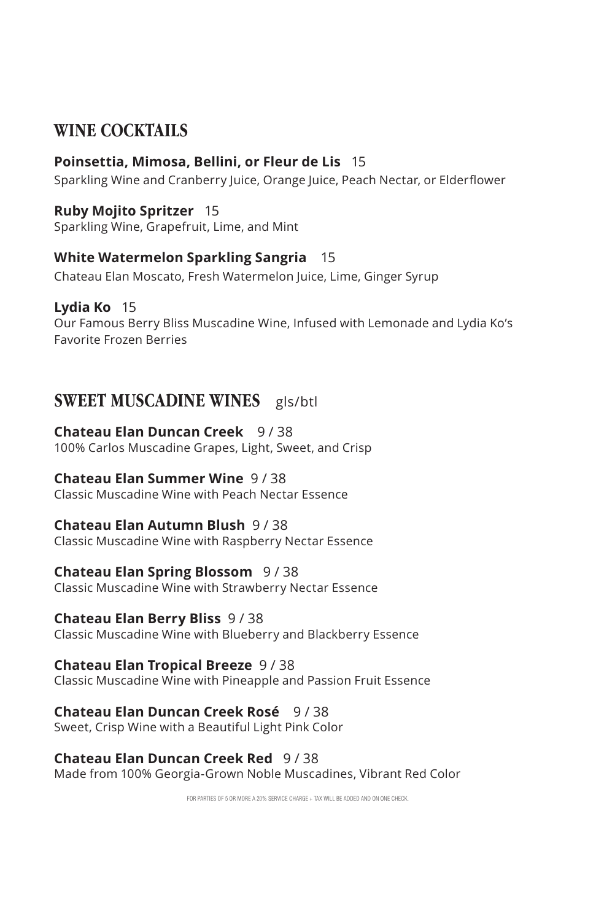## WINE COCKTAILS

**Poinsettia, Mimosa, Bellini, or Fleur de Lis** 15
Sparkling Wine and Cranberry Juice, Orange Juice, Peach Nectar, or Elderflower

**Ruby Mojito Spritzer** 15
Sparkling Wine, Grapefruit, Lime, and Mint

**White Watermelon Sparkling Sangria** 15
Chateau Elan Moscato, Fresh Watermelon Juice, Lime, Ginger Syrup

**Lydia Ko** 15
Our Famous Berry Bliss Muscadine Wine, Infused with Lemonade and Lydia Ko's Favorite Frozen Berries

## SWEET MUSCADINE WINES gls/btl

**Chateau Elan Duncan Creek** 9 / 38
100% Carlos Muscadine Grapes, Light, Sweet, and Crisp

**Chateau Elan Summer Wine** 9 / 38
Classic Muscadine Wine with Peach Nectar Essence

**Chateau Elan Autumn Blush** 9 / 38
Classic Muscadine Wine with Raspberry Nectar Essence

**Chateau Elan Spring Blossom** 9 / 38
Classic Muscadine Wine with Strawberry Nectar Essence

**Chateau Elan Berry Bliss** 9 / 38
Classic Muscadine Wine with Blueberry and Blackberry Essence

**Chateau Elan Tropical Breeze** 9 / 38
Classic Muscadine Wine with Pineapple and Passion Fruit Essence

**Chateau Elan Duncan Creek Rosé** 9 / 38
Sweet, Crisp Wine with a Beautiful Light Pink Color

**Chateau Elan Duncan Creek Red** 9 / 38
Made from 100% Georgia-Grown Noble Muscadines, Vibrant Red Color

FOR PARTIES OF 5 OR MORE A 20% SERVICE CHARGE + TAX WILL BE ADDED AND ON ONE CHECK.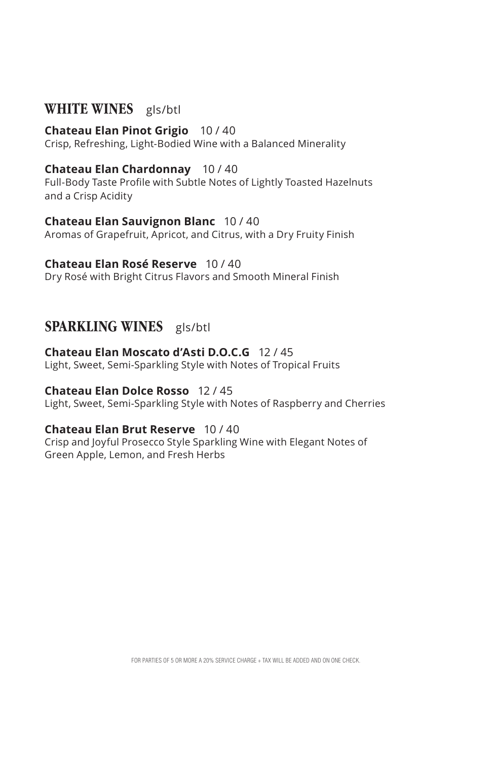## WHITE WINES gls/btl

**Chateau Elan Pinot Grigio** 10 / 40
Crisp, Refreshing, Light-Bodied Wine with a Balanced Minerality

**Chateau Elan Chardonnay** 10 / 40
Full-Body Taste Profile with Subtle Notes of Lightly Toasted Hazelnuts and a Crisp Acidity

**Chateau Elan Sauvignon Blanc** 10 / 40
Aromas of Grapefruit, Apricot, and Citrus, with a Dry Fruity Finish

**Chateau Elan Rosé Reserve** 10 / 40
Dry Rosé with Bright Citrus Flavors and Smooth Mineral Finish

## SPARKLING WINES gls/btl

**Chateau Elan Moscato d'Asti D.O.C.G** 12 / 45
Light, Sweet, Semi-Sparkling Style with Notes of Tropical Fruits

**Chateau Elan Dolce Rosso** 12 / 45
Light, Sweet, Semi-Sparkling Style with Notes of Raspberry and Cherries

**Chateau Elan Brut Reserve** 10 / 40
Crisp and Joyful Prosecco Style Sparkling Wine with Elegant Notes of Green Apple, Lemon, and Fresh Herbs

FOR PARTIES OF 5 OR MORE A 20% SERVICE CHARGE + TAX WILL BE ADDED AND ON ONE CHECK.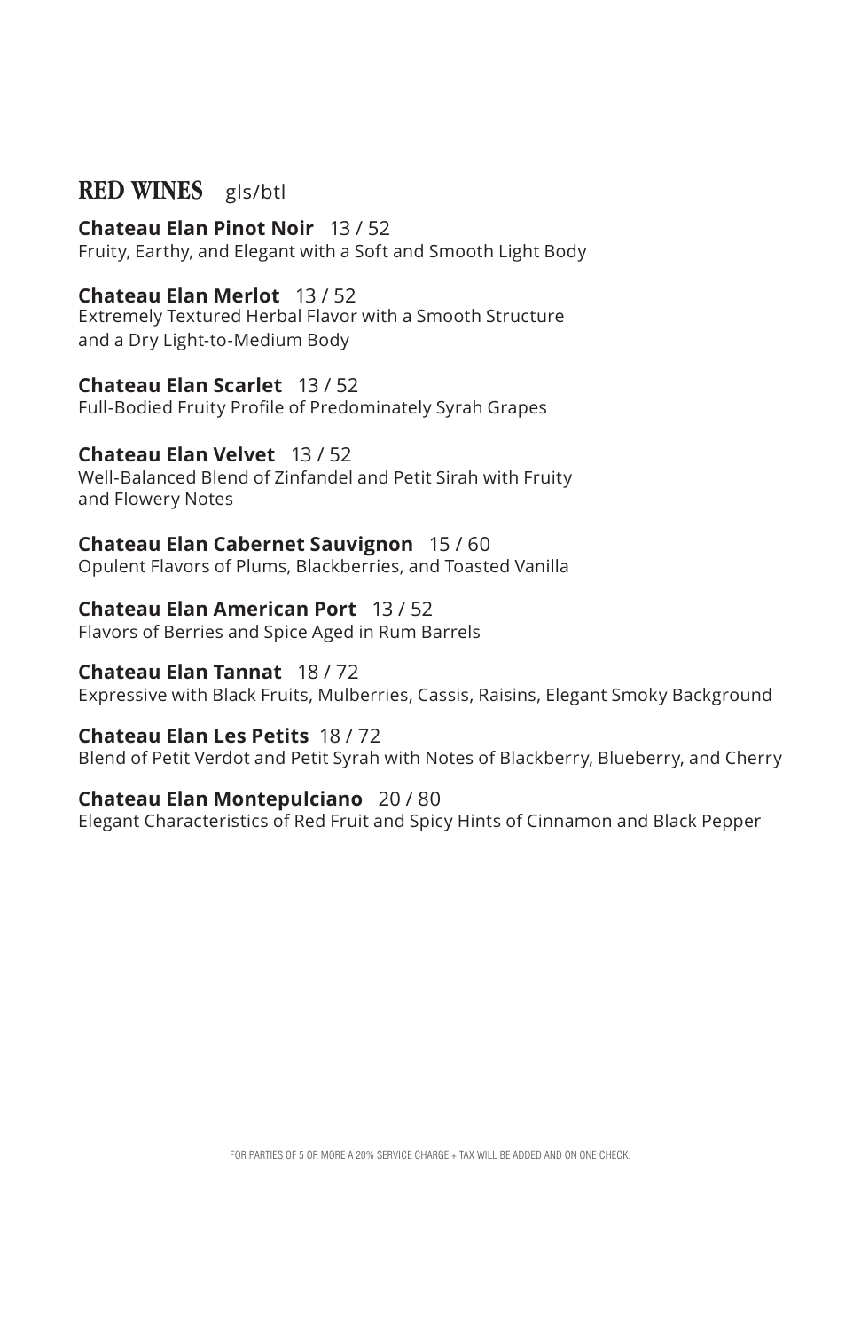## RED WINES gls/btl

**Chateau Elan Pinot Noir** 13 / 52
Fruity, Earthy, and Elegant with a Soft and Smooth Light Body

**Chateau Elan Merlot** 13 / 52
Extremely Textured Herbal Flavor with a Smooth Structure and a Dry Light-to-Medium Body

**Chateau Elan Scarlet** 13 / 52
Full-Bodied Fruity Profile of Predominately Syrah Grapes

**Chateau Elan Velvet** 13 / 52
Well-Balanced Blend of Zinfandel and Petit Sirah with Fruity and Flowery Notes

**Chateau Elan Cabernet Sauvignon** 15 / 60
Opulent Flavors of Plums, Blackberries, and Toasted Vanilla

**Chateau Elan American Port** 13 / 52
Flavors of Berries and Spice Aged in Rum Barrels

**Chateau Elan Tannat** 18 / 72
Expressive with Black Fruits, Mulberries, Cassis, Raisins, Elegant Smoky Background

**Chateau Elan Les Petits** 18 / 72
Blend of Petit Verdot and Petit Syrah with Notes of Blackberry, Blueberry, and Cherry

**Chateau Elan Montepulciano** 20 / 80
Elegant Characteristics of Red Fruit and Spicy Hints of Cinnamon and Black Pepper

FOR PARTIES OF 5 OR MORE A 20% SERVICE CHARGE + TAX WILL BE ADDED AND ON ONE CHECK.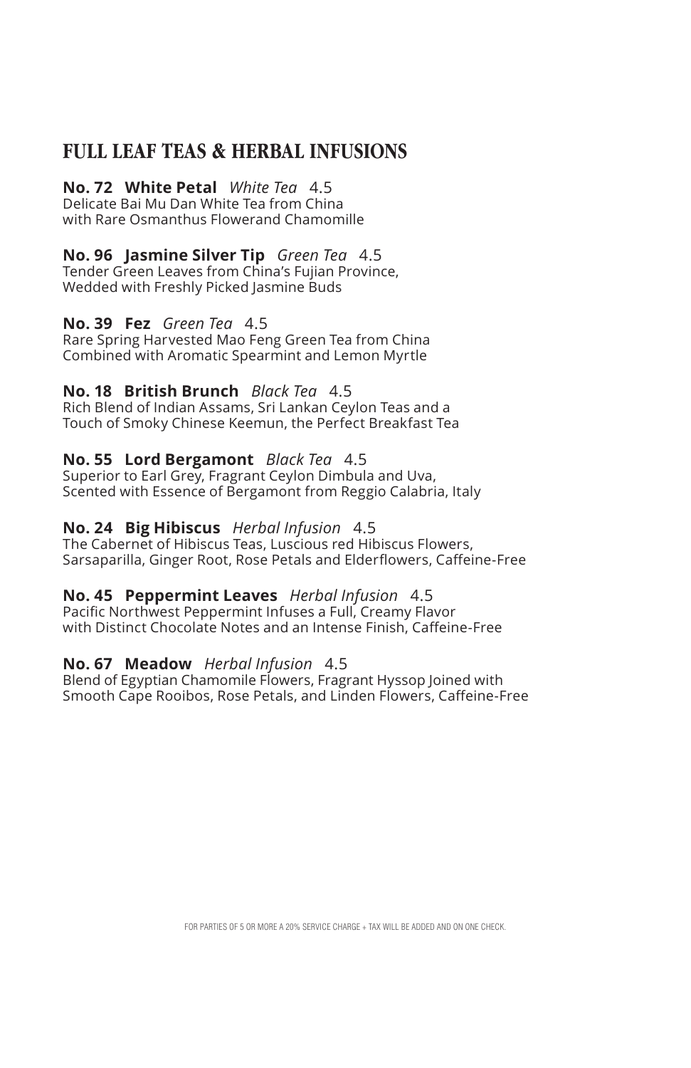## FULL LEAF TEAS & HERBAL INFUSIONS

**No. 72 White Petal** *White Tea* 4.5
Delicate Bai Mu Dan White Tea from China
with Rare Osmanthus Flowerand Chamomille

**No. 96 Jasmine Silver Tip** *Green Tea* 4.5
Tender Green Leaves from China's Fujian Province,
Wedded with Freshly Picked Jasmine Buds

**No. 39 Fez** *Green Tea* 4.5
Rare Spring Harvested Mao Feng Green Tea from China
Combined with Aromatic Spearmint and Lemon Myrtle

**No. 18 British Brunch** *Black Tea* 4.5
Rich Blend of Indian Assams, Sri Lankan Ceylon Teas and a
Touch of Smoky Chinese Keemun, the Perfect Breakfast Tea

**No. 55 Lord Bergamont** *Black Tea* 4.5
Superior to Earl Grey, Fragrant Ceylon Dimbula and Uva,
Scented with Essence of Bergamont from Reggio Calabria, Italy

**No. 24 Big Hibiscus** *Herbal Infusion* 4.5
The Cabernet of Hibiscus Teas, Luscious red Hibiscus Flowers,
Sarsaparilla, Ginger Root, Rose Petals and Elderflowers, Caffeine-Free

**No. 45 Peppermint Leaves** *Herbal Infusion* 4.5
Pacific Northwest Peppermint Infuses a Full, Creamy Flavor
with Distinct Chocolate Notes and an Intense Finish, Caffeine-Free

**No. 67 Meadow** *Herbal Infusion* 4.5
Blend of Egyptian Chamomile Flowers, Fragrant Hyssop Joined with
Smooth Cape Rooibos, Rose Petals, and Linden Flowers, Caffeine-Free

FOR PARTIES OF 5 OR MORE A 20% SERVICE CHARGE + TAX WILL BE ADDED AND ON ONE CHECK.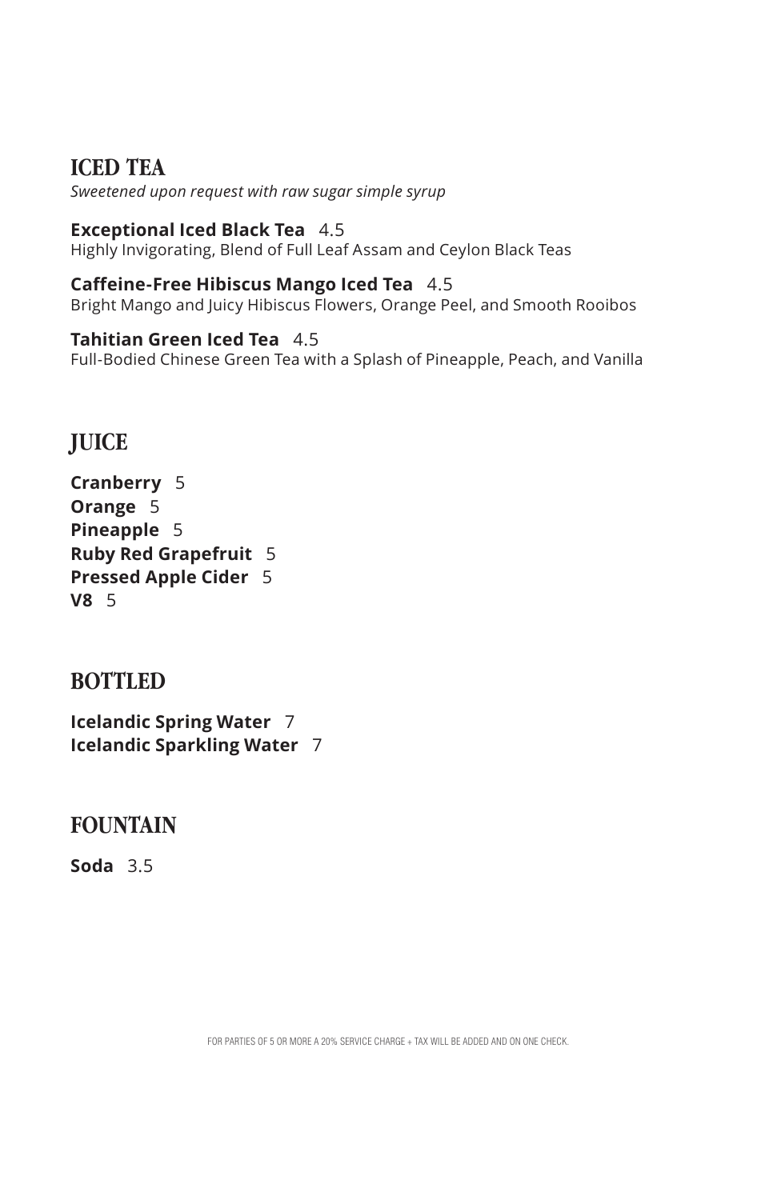## ICED TEA

*Sweetened upon request with raw sugar simple syrup*

**Exceptional Iced Black Tea** 4.5
Highly Invigorating, Blend of Full Leaf Assam and Ceylon Black Teas

**Caffeine-Free Hibiscus Mango Iced Tea** 4.5
Bright Mango and Juicy Hibiscus Flowers, Orange Peel, and Smooth Rooibos

**Tahitian Green Iced Tea** 4.5
Full-Bodied Chinese Green Tea with a Splash of Pineapple, Peach, and Vanilla

## JUICE

**Cranberry** 5
**Orange** 5
**Pineapple** 5
**Ruby Red Grapefruit** 5
**Pressed Apple Cider** 5
**V8** 5

## BOTTLED

**Icelandic Spring Water** 7
**Icelandic Sparkling Water** 7

## FOUNTAIN

**Soda** 3.5

FOR PARTIES OF 5 OR MORE A 20% SERVICE CHARGE + TAX WILL BE ADDED AND ON ONE CHECK.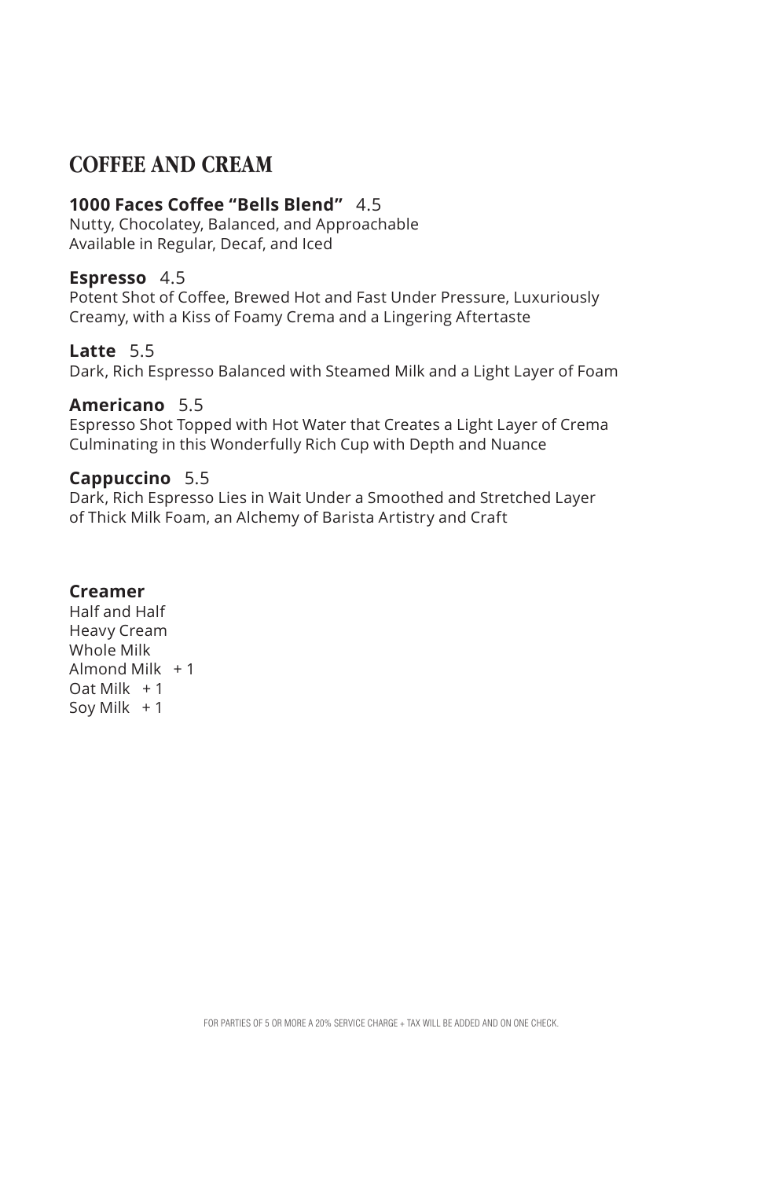# COFFEE AND CREAM

**1000 Faces Coffee "Bells Blend"** 4.5
Nutty, Chocolatey, Balanced, and Approachable
Available in Regular, Decaf, and Iced

**Espresso** 4.5
Potent Shot of Coffee, Brewed Hot and Fast Under Pressure, Luxuriously Creamy, with a Kiss of Foamy Crema and a Lingering Aftertaste

**Latte** 5.5
Dark, Rich Espresso Balanced with Steamed Milk and a Light Layer of Foam

**Americano** 5.5
Espresso Shot Topped with Hot Water that Creates a Light Layer of Crema Culminating in this Wonderfully Rich Cup with Depth and Nuance

**Cappuccino** 5.5
Dark, Rich Espresso Lies in Wait Under a Smoothed and Stretched Layer of Thick Milk Foam, an Alchemy of Barista Artistry and Craft

**Creamer**
Half and Half
Heavy Cream
Whole Milk
Almond Milk + 1
Oat Milk + 1
Soy Milk + 1

FOR PARTIES OF 5 OR MORE A 20% SERVICE CHARGE + TAX WILL BE ADDED AND ON ONE CHECK.